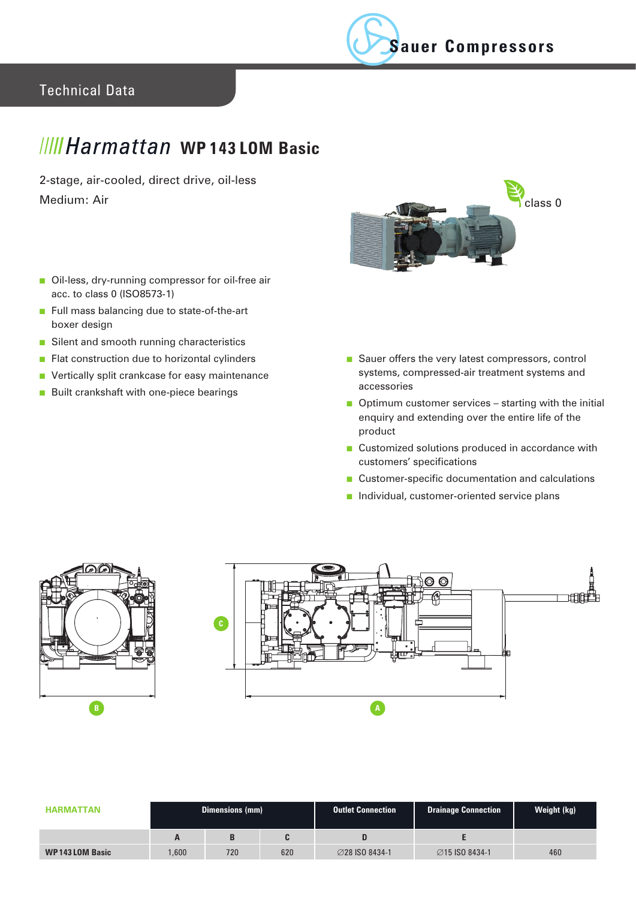Sauer Compressors

Technical Data

# Harmattan WP 143 LOM Basic

2-stage, air-cooled, direct drive, oil-less

Medium: Air

class 0

- Oil-less, dry-running compressor for oil-free air acc. to class 0 (ISO8573-1)
- Full mass balancing due to state-of-the-art boxer design
- Silent and smooth running characteristics
- Flat construction due to horizontal cylinders
- Vertically split crankcase for easy maintenance
- Built crankshaft with one-piece bearings

- Sauer offers the very latest compressors, control systems, compressed-air treatment systems and accessories
- Optimum customer services – starting with the initial enquiry and extending over the entire life of the product
- Customized solutions produced in accordance with customers' specifications
- Customer-specific documentation and calculations
- Individual, customer-oriented service plans

C

B

A

| HARMATTAN | Dimensions (mm) | | | Outlet Connection | Drainage Connection | Weight (kg) |
|---|---|---|---|---|---|---|
| | A | B | C | D | E | |
| WP 143 LOM Basic | 1,600 | 720 | 620 | ∅28 ISO 8434-1 | ∅15 ISO 8434-1 | 460 |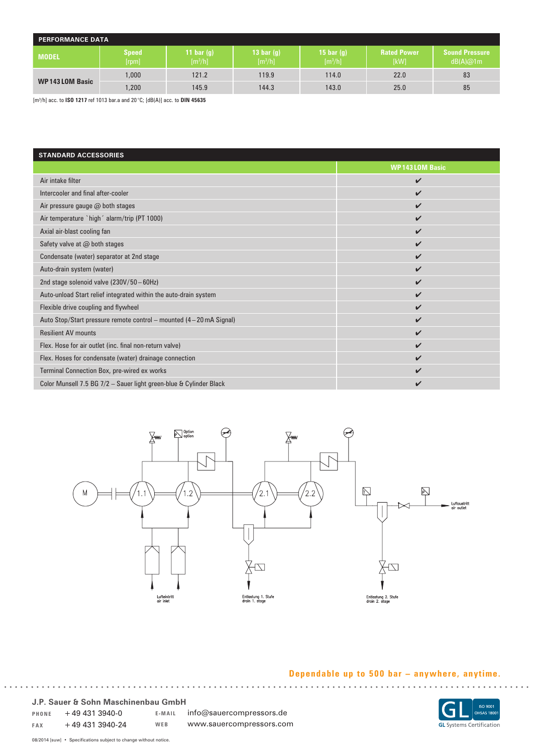## PERFORMANCE DATA

| MODEL | Speed [rpm] | 11 bar (g) [m³/h] | 13 bar (g) [m³/h] | 15 bar (g) [m³/h] | Rated Power [kW] | Sound Pressure dB(A)@1m |
|---|---|---|---|---|---|---|
| WP 143 LOM Basic | 1,000 | 121.2 | 119.9 | 114.0 | 22.0 | 83 |
| | 1,200 | 145.9 | 144.3 | 143.0 | 25.0 | 85 |

[m³/h] acc. to **ISO 1217** ref 1013 bar.a and 20 °C; [dB(A)] acc. to **DIN 45635**

## STANDARD ACCESSORIES

| | WP 143 LOM Basic |
|---|---|
| Air intake filter | ✔ |
| Intercooler and final after-cooler | ✔ |
| Air pressure gauge @ both stages | ✔ |
| Air temperature `high´ alarm/trip (PT 1000) | ✔ |
| Axial air-blast cooling fan | ✔ |
| Safety valve at @ both stages | ✔ |
| Condensate (water) separator at 2nd stage | ✔ |
| Auto-drain system (water) | ✔ |
| 2nd stage solenoid valve (230V/50 – 60Hz) | ✔ |
| Auto-unload Start relief integrated within the auto-drain system | ✔ |
| Flexible drive coupling and flywheel | ✔ |
| Auto Stop/Start pressure remote control – mounted (4 – 20 mA Signal) | ✔ |
| Resilient AV mounts | ✔ |
| Flex. Hose for air outlet (inc. final non-return valve) | ✔ |
| Flex. Hoses for condensate (water) drainage connection | ✔ |
| Terminal Connection Box, pre-wired ex works | ✔ |
| Color Munsell 7.5 BG 7/2 – Sauer light green-blue & Cylinder Black | ✔ |

M
1.1
1.2
2.1
2.2
Option
option
Lufteintritt
air inlet
Entlastung 1. Stufe
drain 1. stage
Entlastung 2. Stufe
drain 2. stage
Luftaustritt
air outlet

**Dependable up to 500 bar – anywhere, anytime.**

**J.P. Sauer & Sohn Maschinenbau GmbH**

PHONE +49 431 3940-0
FAX +49 431 3940-24
E-MAIL info@sauercompressors.de
WEB www.sauercompressors.com

GL ISO 9001 OHSAS 18001
GL Systems Certification

08/2014 [suw] • Specifications subject to change without notice.